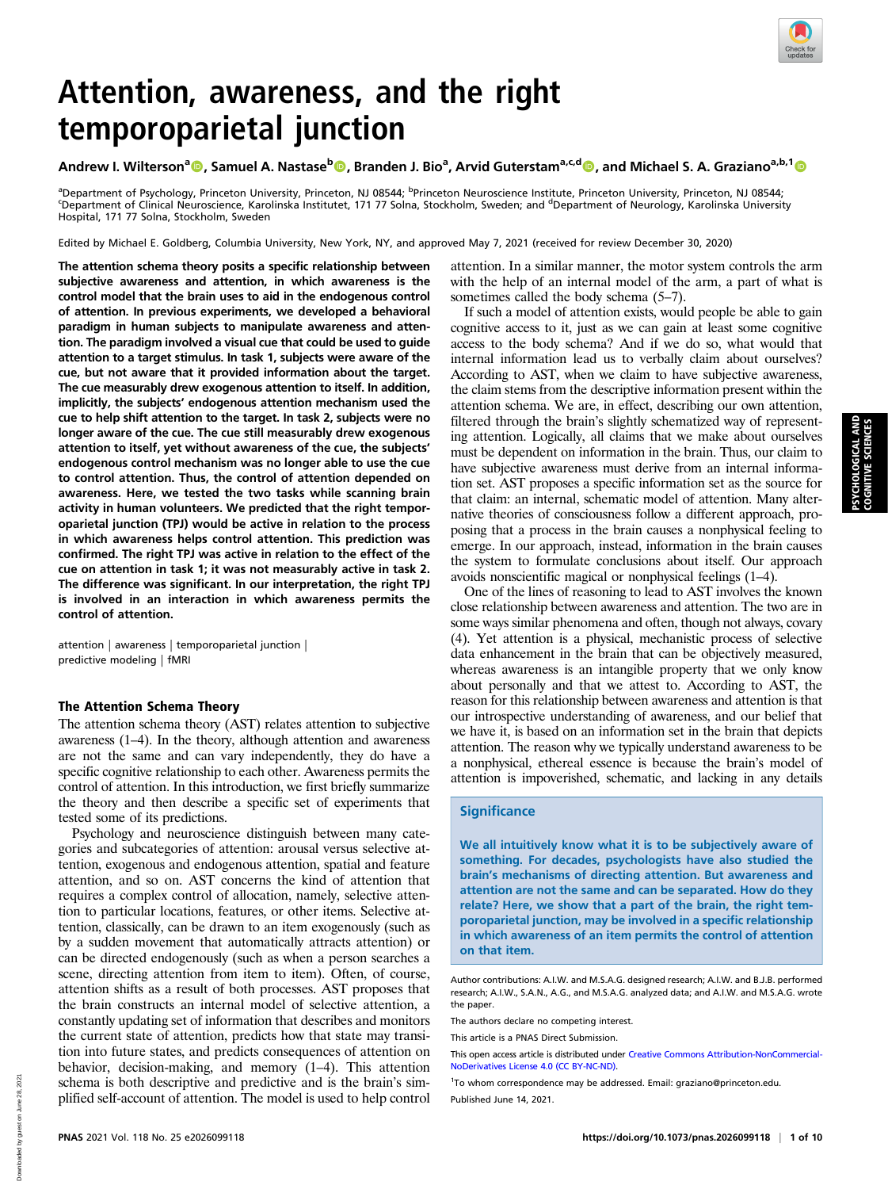# Attention, awareness, and the right temporoparietal junction

Andrew I. Wilterson[a], Samuel A. Nastase[b], Branden J. Bio[a], Arvid Guterstam[a,c,d], and Michael S. A. Graziano[a,b,1]

[a]Department of Psychology, Princeton University, Princeton, NJ 08544; [b]Princeton Neuroscience Institute, Princeton University, Princeton, NJ 08544; [c]Department of Clinical Neuroscience, Karolinska Institutet, 171 77 Solna, Stockholm, Sweden; and [d]Department of Neurology, Karolinska University Hospital, 171 77 Solna, Stockholm, Sweden

Edited by Michael E. Goldberg, Columbia University, New York, NY, and approved May 7, 2021 (received for review December 30, 2020)

**The attention schema theory posits a specific relationship between subjective awareness and attention, in which awareness is the control model that the brain uses to aid in the endogenous control of attention. In previous experiments, we developed a behavioral paradigm in human subjects to manipulate awareness and attention. The paradigm involved a visual cue that could be used to guide attention to a target stimulus. In task 1, subjects were aware of the cue, but not aware that it provided information about the target. The cue measurably drew exogenous attention to itself. In addition, implicitly, the subjects' endogenous attention mechanism used the cue to help shift attention to the target. In task 2, subjects were no longer aware of the cue. The cue still measurably drew exogenous attention to itself, yet without awareness of the cue, the subjects' endogenous control mechanism was no longer able to use the cue to control attention. Thus, the control of attention depended on awareness. Here, we tested the two tasks while scanning brain activity in human volunteers. We predicted that the right temporoparietal junction (TPJ) would be active in relation to the process in which awareness helps control attention. This prediction was confirmed. The right TPJ was active in relation to the effect of the cue on attention in task 1; it was not measurably active in task 2. The difference was significant. In our interpretation, the right TPJ is involved in an interaction in which awareness permits the control of attention.**

attention | awareness | temporoparietal junction | predictive modeling | fMRI

## The Attention Schema Theory

The attention schema theory (AST) relates attention to subjective awareness (1–4). In the theory, although attention and awareness are not the same and can vary independently, they do have a specific cognitive relationship to each other. Awareness permits the control of attention. In this introduction, we first briefly summarize the theory and then describe a specific set of experiments that tested some of its predictions.

Psychology and neuroscience distinguish between many categories and subcategories of attention: arousal versus selective attention, exogenous and endogenous attention, spatial and feature attention, and so on. AST concerns the kind of attention that requires a complex control of allocation, namely, selective attention to particular locations, features, or other items. Selective attention, classically, can be drawn to an item exogenously (such as by a sudden movement that automatically attracts attention) or can be directed endogenously (such as when a person searches a scene, directing attention from item to item). Often, of course, attention shifts as a result of both processes. AST proposes that the brain constructs an internal model of selective attention, a constantly updating set of information that describes and monitors the current state of attention, predicts how that state may transition into future states, and predicts consequences of attention on behavior, decision-making, and memory (1–4). This attention schema is both descriptive and predictive and is the brain's simplified self-account of attention. The model is used to help control attention. In a similar manner, the motor system controls the arm with the help of an internal model of the arm, a part of what is sometimes called the body schema (5–7).

If such a model of attention exists, would people be able to gain cognitive access to it, just as we can gain at least some cognitive access to the body schema? And if we do so, what would that internal information lead us to verbally claim about ourselves? According to AST, when we claim to have subjective awareness, the claim stems from the descriptive information present within the attention schema. We are, in effect, describing our own attention, filtered through the brain's slightly schematized way of representing attention. Logically, all claims that we make about ourselves must be dependent on information in the brain. Thus, our claim to have subjective awareness must derive from an internal information set. AST proposes a specific information set as the source for that claim: an internal, schematic model of attention. Many alternative theories of consciousness follow a different approach, proposing that a process in the brain causes a nonphysical feeling to emerge. In our approach, instead, information in the brain causes the system to formulate conclusions about itself. Our approach avoids nonscientific magical or nonphysical feelings (1–4).

One of the lines of reasoning to lead to AST involves the known close relationship between awareness and attention. The two are in some ways similar phenomena and often, though not always, covary (4). Yet attention is a physical, mechanistic process of selective data enhancement in the brain that can be objectively measured, whereas awareness is an intangible property that we only know about personally and that we attest to. According to AST, the reason for this relationship between awareness and attention is that our introspective understanding of awareness, and our belief that we have it, is based on an information set in the brain that depicts attention. The reason why we typically understand awareness to be a nonphysical, ethereal essence is because the brain's model of attention is impoverished, schematic, and lacking in any details

### Significance

We all intuitively know what it is to be subjectively aware of something. For decades, psychologists have also studied the brain's mechanisms of directing attention. But awareness and attention are not the same and can be separated. How do they relate? Here, we show that a part of the brain, the right temporoparietal junction, may be involved in a specific relationship in which awareness of an item permits the control of attention on that item.

Author contributions: A.I.W. and M.S.A.G. designed research; A.I.W. and B.J.B. performed research; A.I.W., S.A.N., A.G., and M.S.A.G. analyzed data; and A.I.W. and M.S.A.G. wrote the paper.

The authors declare no competing interest.

This article is a PNAS Direct Submission.

This open access article is distributed under Creative Commons Attribution-NonCommercial-NoDerivatives License 4.0 (CC BY-NC-ND).

[1]To whom correspondence may be addressed. Email: graziano@princeton.edu.

Published June 14, 2021.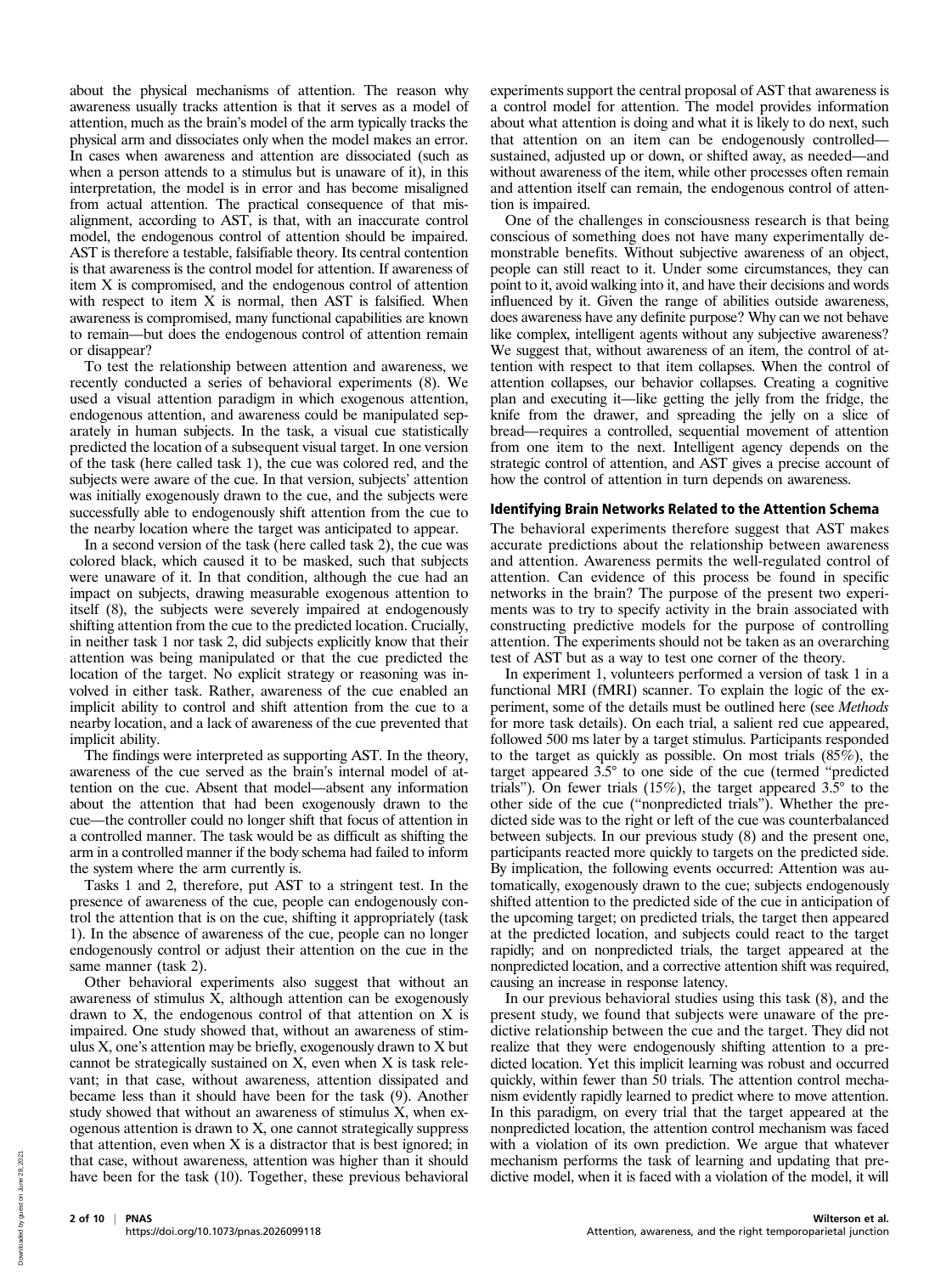about the physical mechanisms of attention. The reason why awareness usually tracks attention is that it serves as a model of attention, much as the brain's model of the arm typically tracks the physical arm and dissociates only when the model makes an error. In cases when awareness and attention are dissociated (such as when a person attends to a stimulus but is unaware of it), in this interpretation, the model is in error and has become misaligned from actual attention. The practical consequence of that misalignment, according to AST, is that, with an inaccurate control model, the endogenous control of attention should be impaired. AST is therefore a testable, falsifiable theory. Its central contention is that awareness is the control model for attention. If awareness of item X is compromised, and the endogenous control of attention with respect to item X is normal, then AST is falsified. When awareness is compromised, many functional capabilities are known to remain—but does the endogenous control of attention remain or disappear?

To test the relationship between attention and awareness, we recently conducted a series of behavioral experiments (8). We used a visual attention paradigm in which exogenous attention, endogenous attention, and awareness could be manipulated separately in human subjects. In the task, a visual cue statistically predicted the location of a subsequent visual target. In one version of the task (here called task 1), the cue was colored red, and the subjects were aware of the cue. In that version, subjects' attention was initially exogenously drawn to the cue, and the subjects were successfully able to endogenously shift attention from the cue to the nearby location where the target was anticipated to appear.

In a second version of the task (here called task 2), the cue was colored black, which caused it to be masked, such that subjects were unaware of it. In that condition, although the cue had an impact on subjects, drawing measurable exogenous attention to itself (8), the subjects were severely impaired at endogenously shifting attention from the cue to the predicted location. Crucially, in neither task 1 nor task 2, did subjects explicitly know that their attention was being manipulated or that the cue predicted the location of the target. No explicit strategy or reasoning was involved in either task. Rather, awareness of the cue enabled an implicit ability to control and shift attention from the cue to a nearby location, and a lack of awareness of the cue prevented that implicit ability.

The findings were interpreted as supporting AST. In the theory, awareness of the cue served as the brain's internal model of attention on the cue. Absent that model—absent any information about the attention that had been exogenously drawn to the cue—the controller could no longer shift that focus of attention in a controlled manner. The task would be as difficult as shifting the arm in a controlled manner if the body schema had failed to inform the system where the arm currently is.

Tasks 1 and 2, therefore, put AST to a stringent test. In the presence of awareness of the cue, people can endogenously control the attention that is on the cue, shifting it appropriately (task 1). In the absence of awareness of the cue, people can no longer endogenously control or adjust their attention on the cue in the same manner (task 2).

Other behavioral experiments also suggest that without an awareness of stimulus X, although attention can be exogenously drawn to X, the endogenous control of that attention on X is impaired. One study showed that, without an awareness of stimulus X, one's attention may be briefly, exogenously drawn to X but cannot be strategically sustained on X, even when X is task relevant; in that case, without awareness, attention dissipated and became less than it should have been for the task (9). Another study showed that without an awareness of stimulus X, when exogenous attention is drawn to X, one cannot strategically suppress that attention, even when X is a distractor that is best ignored; in that case, without awareness, attention was higher than it should have been for the task (10). Together, these previous behavioral experiments support the central proposal of AST that awareness is a control model for attention. The model provides information about what attention is doing and what it is likely to do next, such that attention on an item can be endogenously controlled—sustained, adjusted up or down, or shifted away, as needed—and without awareness of the item, while other processes often remain and attention itself can remain, the endogenous control of attention is impaired.

One of the challenges in consciousness research is that being conscious of something does not have many experimentally demonstrable benefits. Without subjective awareness of an object, people can still react to it. Under some circumstances, they can point to it, avoid walking into it, and have their decisions and words influenced by it. Given the range of abilities outside awareness, does awareness have any definite purpose? Why can we not behave like complex, intelligent agents without any subjective awareness? We suggest that, without awareness of an item, the control of attention with respect to that item collapses. When the control of attention collapses, our behavior collapses. Creating a cognitive plan and executing it—like getting the jelly from the fridge, the knife from the drawer, and spreading the jelly on a slice of bread—requires a controlled, sequential movement of attention from one item to the next. Intelligent agency depends on the strategic control of attention, and AST gives a precise account of how the control of attention in turn depends on awareness.

## Identifying Brain Networks Related to the Attention Schema

The behavioral experiments therefore suggest that AST makes accurate predictions about the relationship between awareness and attention. Awareness permits the well-regulated control of attention. Can evidence of this process be found in specific networks in the brain? The purpose of the present two experiments was to try to specify activity in the brain associated with constructing predictive models for the purpose of controlling attention. The experiments should not be taken as an overarching test of AST but as a way to test one corner of the theory.

In experiment 1, volunteers performed a version of task 1 in a functional MRI (fMRI) scanner. To explain the logic of the experiment, some of the details must be outlined here (see *Methods* for more task details). On each trial, a salient red cue appeared, followed 500 ms later by a target stimulus. Participants responded to the target as quickly as possible. On most trials (85%), the target appeared 3.5° to one side of the cue (termed "predicted trials"). On fewer trials (15%), the target appeared 3.5° to the other side of the cue ("nonpredicted trials"). Whether the predicted side was to the right or left of the cue was counterbalanced between subjects. In our previous study (8) and the present one, participants reacted more quickly to targets on the predicted side. By implication, the following events occurred: Attention was automatically, exogenously drawn to the cue; subjects endogenously shifted attention to the predicted side of the cue in anticipation of the upcoming target; on predicted trials, the target then appeared at the predicted location, and subjects could react to the target rapidly; and on nonpredicted trials, the target appeared at the nonpredicted location, and a corrective attention shift was required, causing an increase in response latency.

In our previous behavioral studies using this task (8), and the present study, we found that subjects were unaware of the predictive relationship between the cue and the target. They did not realize that they were endogenously shifting attention to a predicted location. Yet this implicit learning was robust and occurred quickly, within fewer than 50 trials. The attention control mechanism evidently rapidly learned to predict where to move attention. In this paradigm, on every trial that the target appeared at the nonpredicted location, the attention control mechanism was faced with a violation of its own prediction. We argue that whatever mechanism performs the task of learning and updating that predictive model, when it is faced with a violation of the model, it will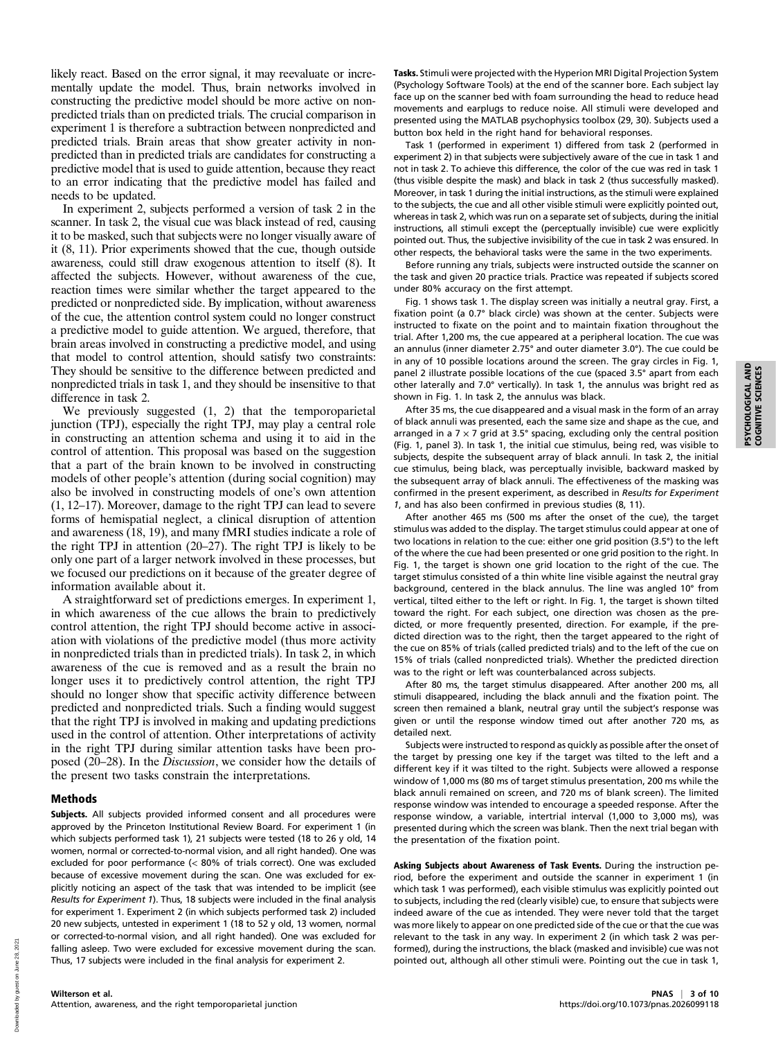likely react. Based on the error signal, it may reevaluate or incrementally update the model. Thus, brain networks involved in constructing the predictive model should be more active on nonpredicted trials than on predicted trials. The crucial comparison in experiment 1 is therefore a subtraction between nonpredicted and predicted trials. Brain areas that show greater activity in nonpredicted than in predicted trials are candidates for constructing a predictive model that is used to guide attention, because they react to an error indicating that the predictive model has failed and needs to be updated.

In experiment 2, subjects performed a version of task 2 in the scanner. In task 2, the visual cue was black instead of red, causing it to be masked, such that subjects were no longer visually aware of it (8, 11). Prior experiments showed that the cue, though outside awareness, could still draw exogenous attention to itself (8). It affected the subjects. However, without awareness of the cue, reaction times were similar whether the target appeared to the predicted or nonpredicted side. By implication, without awareness of the cue, the attention control system could no longer construct a predictive model to guide attention. We argued, therefore, that brain areas involved in constructing a predictive model, and using that model to control attention, should satisfy two constraints: They should be sensitive to the difference between predicted and nonpredicted trials in task 1, and they should be insensitive to that difference in task 2.

We previously suggested (1, 2) that the temporoparietal junction (TPJ), especially the right TPJ, may play a central role in constructing an attention schema and using it to aid in the control of attention. This proposal was based on the suggestion that a part of the brain known to be involved in constructing models of other people's attention (during social cognition) may also be involved in constructing models of one's own attention (1, 12–17). Moreover, damage to the right TPJ can lead to severe forms of hemispatial neglect, a clinical disruption of attention and awareness (18, 19), and many fMRI studies indicate a role of the right TPJ in attention (20–27). The right TPJ is likely to be only one part of a larger network involved in these processes, but we focused our predictions on it because of the greater degree of information available about it.

A straightforward set of predictions emerges. In experiment 1, in which awareness of the cue allows the brain to predictively control attention, the right TPJ should become active in association with violations of the predictive model (thus more activity in nonpredicted trials than in predicted trials). In task 2, in which awareness of the cue is removed and as a result the brain no longer uses it to predictively control attention, the right TPJ should no longer show that specific activity difference between predicted and nonpredicted trials. Such a finding would suggest that the right TPJ is involved in making and updating predictions used in the control of attention. Other interpretations of activity in the right TPJ during similar attention tasks have been proposed (20–28). In the *Discussion*, we consider how the details of the present two tasks constrain the interpretations.

## Methods

**Subjects.** All subjects provided informed consent and all procedures were approved by the Princeton Institutional Review Board. For experiment 1 (in which subjects performed task 1), 21 subjects were tested (18 to 26 y old, 14 women, normal or corrected-to-normal vision, and all right handed). One was excluded for poor performance (< 80% of trials correct). One was excluded because of excessive movement during the scan. One was excluded for explicitly noticing an aspect of the task that was intended to be implicit (see *Results for Experiment 1*). Thus, 18 subjects were included in the final analysis for experiment 1. Experiment 2 (in which subjects performed task 2) included 20 new subjects, untested in experiment 1 (18 to 52 y old, 13 women, normal or corrected-to-normal vision, and all right handed). One was excluded for falling asleep. Two were excluded for excessive movement during the scan. Thus, 17 subjects were included in the final analysis for experiment 2.

**Tasks.** Stimuli were projected with the Hyperion MRI Digital Projection System (Psychology Software Tools) at the end of the scanner bore. Each subject lay face up on the scanner bed with foam surrounding the head to reduce head movements and earplugs to reduce noise. All stimuli were developed and presented using the MATLAB psychophysics toolbox (29, 30). Subjects used a button box held in the right hand for behavioral responses.

Task 1 (performed in experiment 1) differed from task 2 (performed in experiment 2) in that subjects were subjectively aware of the cue in task 1 and not in task 2. To achieve this difference, the color of the cue was red in task 1 (thus visible despite the mask) and black in task 2 (thus successfully masked). Moreover, in task 1 during the initial instructions, as the stimuli were explained to the subjects, the cue and all other visible stimuli were explicitly pointed out, whereas in task 2, which was run on a separate set of subjects, during the initial instructions, all stimuli except the (perceptually invisible) cue were explicitly pointed out. Thus, the subjective invisibility of the cue in task 2 was ensured. In other respects, the behavioral tasks were the same in the two experiments.

Before running any trials, subjects were instructed outside the scanner on the task and given 20 practice trials. Practice was repeated if subjects scored under 80% accuracy on the first attempt.

Fig. 1 shows task 1. The display screen was initially a neutral gray. First, a fixation point (a 0.7° black circle) was shown at the center. Subjects were instructed to fixate on the point and to maintain fixation throughout the trial. After 1,200 ms, the cue appeared at a peripheral location. The cue was an annulus (inner diameter 2.75° and outer diameter 3.0°). The cue could be in any of 10 possible locations around the screen. The gray circles in Fig. 1, panel 2 illustrate possible locations of the cue (spaced 3.5° apart from each other laterally and 7.0° vertically). In task 1, the annulus was bright red as shown in Fig. 1. In task 2, the annulus was black.

After 35 ms, the cue disappeared and a visual mask in the form of an array of black annuli was presented, each the same size and shape as the cue, and arranged in a 7 × 7 grid at 3.5° spacing, excluding only the central position (Fig. 1, panel 3). In task 1, the initial cue stimulus, being red, was visible to subjects, despite the subsequent array of black annuli. In task 2, the initial cue stimulus, being black, was perceptually invisible, backward masked by the subsequent array of black annuli. The effectiveness of the masking was confirmed in the present experiment, as described in *Results for Experiment 1*, and has also been confirmed in previous studies (8, 11).

After another 465 ms (500 ms after the onset of the cue), the target stimulus was added to the display. The target stimulus could appear at one of two locations in relation to the cue: either one grid position (3.5°) to the left of the where the cue had been presented or one grid position to the right. In Fig. 1, the target is shown one grid location to the right of the cue. The target stimulus consisted of a thin white line visible against the neutral gray background, centered in the black annulus. The line was angled 10° from vertical, tilted either to the left or right. In Fig. 1, the target is shown tilted toward the right. For each subject, one direction was chosen as the predicted, or more frequently presented, direction. For example, if the predicted direction was to the right, then the target appeared to the right of the cue on 85% of trials (called predicted trials) and to the left of the cue on 15% of trials (called nonpredicted trials). Whether the predicted direction was to the right or left was counterbalanced across subjects.

After 80 ms, the target stimulus disappeared. After another 200 ms, all stimuli disappeared, including the black annuli and the fixation point. The screen then remained a blank, neutral gray until the subject's response was given or until the response window timed out after another 720 ms, as detailed next.

Subjects were instructed to respond as quickly as possible after the onset of the target by pressing one key if the target was tilted to the left and a different key if it was tilted to the right. Subjects were allowed a response window of 1,000 ms (80 ms of target stimulus presentation, 200 ms while the black annuli remained on screen, and 720 ms of blank screen). The limited response window was intended to encourage a speeded response. After the response window, a variable, intertrial interval (1,000 to 3,000 ms), was presented during which the screen was blank. Then the next trial began with the presentation of the fixation point.

**Asking Subjects about Awareness of Task Events.** During the instruction period, before the experiment and outside the scanner in experiment 1 (in which task 1 was performed), each visible stimulus was explicitly pointed out to subjects, including the red (clearly visible) cue, to ensure that subjects were indeed aware of the cue as intended. They were never told that the target was more likely to appear on one predicted side of the cue or that the cue was relevant to the task in any way. In experiment 2 (in which task 2 was performed), during the instructions, the black (masked and invisible) cue was not pointed out, although all other stimuli were. Pointing out the cue in task 1,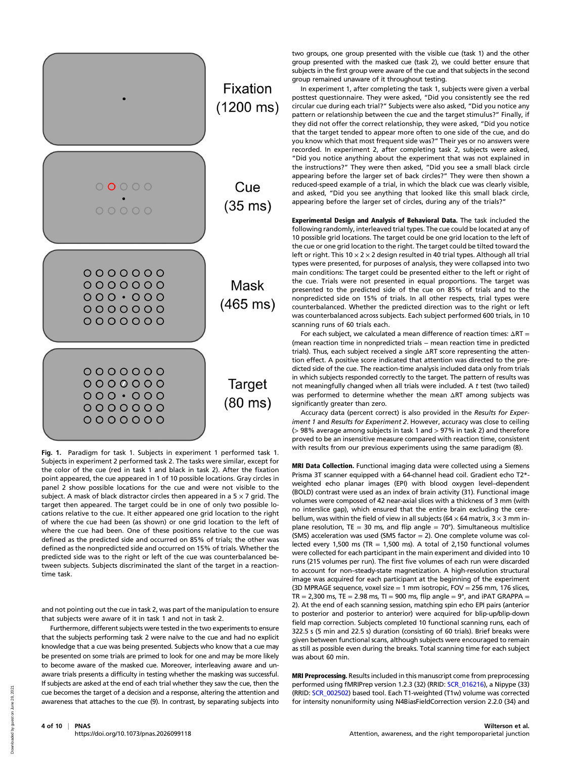Fixation (1200 ms)

Cue (35 ms)

Mask (465 ms)

Target (80 ms)

**Fig. 1.** Paradigm for task 1. Subjects in experiment 1 performed task 1. Subjects in experiment 2 performed task 2. The tasks were similar, except for the color of the cue (red in task 1 and black in task 2). After the fixation point appeared, the cue appeared in 1 of 10 possible locations. Gray circles in panel 2 show possible locations for the cue and were not visible to the subject. A mask of black distractor circles then appeared in a 5 × 7 grid. The target then appeared. The target could be in one of only two possible locations relative to the cue. It either appeared one grid location to the right of where the cue had been (as shown) or one grid location to the left of where the cue had been. One of these positions relative to the cue was defined as the predicted side and occurred on 85% of trials; the other was defined as the nonpredicted side and occurred on 15% of trials. Whether the predicted side was to the right or left of the cue was counterbalanced between subjects. Subjects discriminated the slant of the target in a reaction-time task.

and not pointing out the cue in task 2, was part of the manipulation to ensure that subjects were aware of it in task 1 and not in task 2.

Furthermore, different subjects were tested in the two experiments to ensure that the subjects performing task 2 were naïve to the cue and had no explicit knowledge that a cue was being presented. Subjects who know that a cue may be presented on some trials are primed to look for one and may be more likely to become aware of the masked cue. Moreover, interleaving aware and unaware trials presents a difficulty in testing whether the masking was successful. If subjects are asked at the end of each trial whether they saw the cue, then the cue becomes the target of a decision and a response, altering the attention and awareness that attaches to the cue (9). In contrast, by separating subjects into two groups, one group presented with the visible cue (task 1) and the other group presented with the masked cue (task 2), we could better ensure that subjects in the first group were aware of the cue and that subjects in the second group remained unaware of it throughout testing.

In experiment 1, after completing the task 1, subjects were given a verbal posttest questionnaire. They were asked, "Did you consistently see the red circular cue during each trial?" Subjects were also asked, "Did you notice any pattern or relationship between the cue and the target stimulus?" Finally, if they did not offer the correct relationship, they were asked, "Did you notice that the target tended to appear more often to one side of the cue, and do you know which that most frequent side was?" Their yes or no answers were recorded. In experiment 2, after completing task 2, subjects were asked, "Did you notice anything about the experiment that was not explained in the instructions?" They were then asked, "Did you see a small black circle appearing before the larger set of back circles?" They were then shown a reduced-speed example of a trial, in which the black cue was clearly visible, and asked, "Did you see anything that looked like this small black circle, appearing before the larger set of circles, during any of the trials?"

**Experimental Design and Analysis of Behavioral Data.** The task included the following randomly, interleaved trial types. The cue could be located at any of 10 possible grid locations. The target could be one grid location to the left of the cue or one grid location to the right. The target could be tilted toward the left or right. This 10 × 2 × 2 design resulted in 40 trial types. Although all trial types were presented, for purposes of analysis, they were collapsed into two main conditions: The target could be presented either to the left or right of the cue. Trials were not presented in equal proportions. The target was presented to the predicted side of the cue on 85% of trials and to the nonpredicted side on 15% of trials. In all other respects, trial types were counterbalanced. Whether the predicted direction was to the right or left was counterbalanced across subjects. Each subject performed 600 trials, in 10 scanning runs of 60 trials each.

For each subject, we calculated a mean difference of reaction times: $\Delta$RT = (mean reaction time in nonpredicted trials − mean reaction time in predicted trials). Thus, each subject received a single $\Delta$RT score representing the attention effect. A positive score indicated that attention was directed to the predicted side of the cue. The reaction-time analysis included data only from trials in which subjects responded correctly to the target. The pattern of results was not meaningfully changed when all trials were included. A $t$ test (two tailed) was performed to determine whether the mean $\Delta$RT among subjects was significantly greater than zero.

Accuracy data (percent correct) is also provided in the *Results for Experiment 1* and *Results for Experiment 2*. However, accuracy was close to ceiling (> 98% average among subjects in task 1 and > 97% in task 2) and therefore proved to be an insensitive measure compared with reaction time, consistent with results from our previous experiments using the same paradigm (8).

**MRI Data Collection.** Functional imaging data were collected using a Siemens Prisma 3T scanner equipped with a 64-channel head coil. Gradient echo T2*-weighted echo planar images (EPI) with blood oxygen level–dependent (BOLD) contrast were used as an index of brain activity (31). Functional image volumes were composed of 42 near-axial slices with a thickness of 3 mm (with no interslice gap), which ensured that the entire brain excluding the cerebellum, was within the field of view in all subjects (64 × 64 matrix, 3 × 3 mm in-plane resolution, TE = 30 ms, and flip angle = 70°). Simultaneous multislice (SMS) acceleration was used (SMS factor = 2). One complete volume was collected every 1,500 ms (TR = 1,500 ms). A total of 2,150 functional volumes were collected for each participant in the main experiment and divided into 10 runs (215 volumes per run). The first five volumes of each run were discarded to account for non–steady-state magnetization. A high-resolution structural image was acquired for each participant at the beginning of the experiment (3D MPRAGE sequence, voxel size = 1 mm isotropic, FOV = 256 mm, 176 slices, TR = 2,300 ms, TE = 2.98 ms, TI = 900 ms, flip angle = 9°, and iPAT GRAPPA = 2). At the end of each scanning session, matching spin echo EPI pairs (anterior to posterior and posterior to anterior) were acquired for blip-up/blip-down field map correction. Subjects completed 10 functional scanning runs, each of 322.5 s (5 min and 22.5 s) duration (consisting of 60 trials). Brief breaks were given between functional scans, although subjects were encouraged to remain as still as possible even during the breaks. Total scanning time for each subject was about 60 min.

**MRI Preprocessing.** Results included in this manuscript come from preprocessing performed using fMRIPrep version 1.2.3 (32) (RRID: SCR_016216), a Nipype (33) (RRID: SCR_002502) based tool. Each T1-weighted (T1w) volume was corrected for intensity nonuniformity using N4BiasFieldCorrection version 2.2.0 (34) and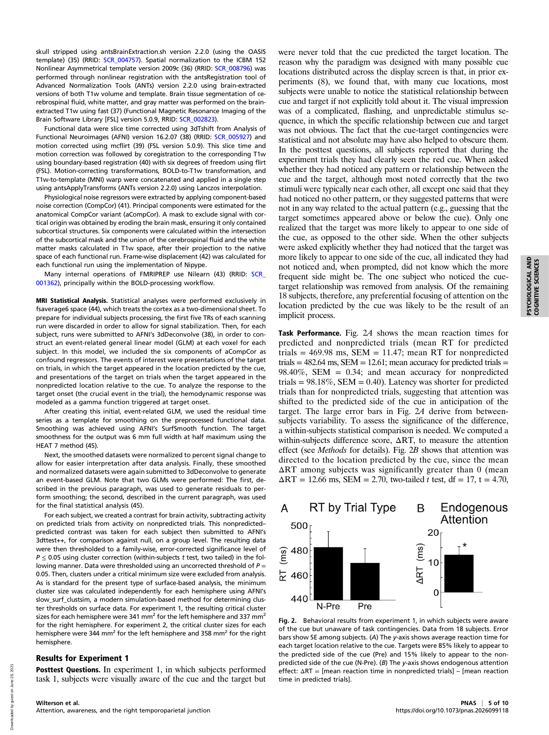skull stripped using antsBrainExtraction.sh version 2.2.0 (using the OASIS template) (35) (RRID: SCR_004757). Spatial normalization to the ICBM 152 Nonlinear Asymmetrical template version 2009c (36) (RRID: SCR_008796) was performed through nonlinear registration with the antsRegistration tool of Advanced Normalization Tools (ANTs) version 2.2.0 using brain-extracted versions of both T1w volume and template. Brain tissue segmentation of cerebrospinal fluid, white matter, and gray matter was performed on the brain-extracted T1w using fast (37) (Functional Magnetic Resonance Imaging of the Brain Software Library [FSL] version 5.0.9, RRID: SCR_002823).

Functional data were slice time corrected using 3dTshift from Analysis of Functional Neuroimages (AFNI) version 16.2.07 (38) (RRID: SCR_005927) and motion corrected using mcflirt (39) (FSL version 5.0.9). This slice time and motion correction was followed by coregistration to the corresponding T1w using boundary-based registration (40) with six degrees of freedom using flirt (FSL). Motion-correcting transformations, BOLD-to-T1w transformation, and T1w-to-template (MNI) warp were concatenated and applied in a single step using antsApplyTransforms (ANTs version 2.2.0) using Lanczos interpolation.

Physiological noise regressors were extracted by applying component-based noise correction (CompCor) (41). Principal components were estimated for the anatomical CompCor variant (aCompCor). A mask to exclude signal with cortical origin was obtained by eroding the brain mask, ensuring it only contained subcortical structures. Six components were calculated within the intersection of the subcortical mask and the union of the cerebrospinal fluid and the white matter masks calculated in T1w space, after their projection to the native space of each functional run. Frame-wise displacement (42) was calculated for each functional run using the implementation of Nipype.

Many internal operations of FMRIPREP use Nilearn (43) (RRID: SCR_001362), principally within the BOLD-processing workflow.

**MRI Statistical Analysis.** Statistical analyses were performed exclusively in fsaverage6 space (44), which treats the cortex as a two-dimensional sheet. To prepare for individual subjects processing, the first five TRs of each scanning run were discarded in order to allow for signal stabilization. Then, for each subject, runs were submitted to AFNI's 3dDeconvolve (38), in order to construct an event-related general linear model (GLM) at each voxel for each subject. In this model, we included the six components of aCompCor as confound regressors. The events of interest were presentations of the target on trials, in which the target appeared in the location predicted by the cue, and presentations of the target on trials when the target appeared in the nonpredicted location relative to the cue. To analyze the response to the target onset (the crucial event in the trial), the hemodynamic response was modeled as a gamma function triggered at target onset.

After creating this initial, event-related GLM, we used the residual time series as a template for smoothing on the preprocessed functional data. Smoothing was achieved using AFNI's SurfSmooth function. The target smoothness for the output was 6 mm full width at half maximum using the HEAT 7 method (45).

Next, the smoothed datasets were normalized to percent signal change to allow for easier interpretation after data analysis. Finally, these smoothed and normalized datasets were again submitted to 3dDeconvolve to generate an event-based GLM. Note that two GLMs were performed: The first, described in the previous paragraph, was used to generate residuals to perform smoothing; the second, described in the current paragraph, was used for the final statistical analysis (45).

For each subject, we created a contrast for brain activity, subtracting activity on predicted trials from activity on nonpredicted trials. This nonpredicted–predicted contrast was taken for each subject then submitted to AFNI's 3dttest++, for comparison against null, on a group level. The resulting data were then thresholded to a family-wise, error-corrected significance level of $P \leq 0.05$ using cluster correction (within-subjects $t$ test, two tailed) in the following manner. Data were thresholded using an uncorrected threshold of $P = 0.05$. Then, clusters under a critical minimum size were excluded from analysis. As is standard for the present type of surface-based analysis, the minimum cluster size was calculated independently for each hemisphere using AFNI's slow_surf_clustsim, a modern simulation-based method for determining cluster thresholds on surface data. For experiment 1, the resulting critical cluster sizes for each hemisphere were 341 mm$^2$ for the left hemisphere and 337 mm$^2$ for the right hemisphere. For experiment 2, the critical cluster sizes for each hemisphere were 344 mm$^2$ for the left hemisphere and 358 mm$^2$ for the right hemisphere.

## Results for Experiment 1

**Posttest Questions.** In experiment 1, in which subjects performed task 1, subjects were visually aware of the cue and the target but were never told that the cue predicted the target location. The reason why the paradigm was designed with many possible cue locations distributed across the display screen is that, in prior experiments (8), we found that, with many cue locations, most subjects were unable to notice the statistical relationship between cue and target if not explicitly told about it. The visual impression was of a complicated, flashing, and unpredictable stimulus sequence, in which the specific relationship between cue and target was not obvious. The fact that the cue-target contingencies were statistical and not absolute may have also helped to obscure them. In the posttest questions, all subjects reported that during the experiment trials they had clearly seen the red cue. When asked whether they had noticed any pattern or relationship between the cue and the target, although most noted correctly that the two stimuli were typically near each other, all except one said that they had noticed no other pattern, or they suggested patterns that were not in any way related to the actual pattern (e.g., guessing that the target sometimes appeared above or below the cue). Only one realized that the target was more likely to appear to one side of the cue, as opposed to the other side. When the other subjects were asked explicitly whether they had noticed that the target was more likely to appear to one side of the cue, all indicated they had not noticed and, when prompted, did not know which the more frequent side might be. The one subject who noticed the cue-target relationship was removed from analysis. Of the remaining 18 subjects, therefore, any preferential focusing of attention on the location predicted by the cue was likely to be the result of an implicit process.

**Task Performance.** Fig. 2*A* shows the mean reaction times for predicted and nonpredicted trials (mean RT for predicted trials = 469.98 ms, SEM = 11.47; mean RT for nonpredicted trials = 482.64 ms, SEM = 12.61; mean accuracy for predicted trials = 98.40%, SEM = 0.34; and mean accuracy for nonpredicted trials = 98.18%, SEM = 0.40). Latency was shorter for predicted trials than for nonpredicted trials, suggesting that attention was shifted to the predicted side of the cue in anticipation of the target. The large error bars in Fig. 2*A* derive from between-subjects variability. To assess the significance of the difference, a within-subjects statistical comparison is needed. We computed a within-subjects difference score, ΔRT, to measure the attention effect (see *Methods* for details). Fig. 2*B* shows that attention was directed to the location predicted by the cue, since the mean ΔRT among subjects was significantly greater than 0 (mean ΔRT = 12.66 ms, SEM = 2.70, two-tailed $t$ test, df = 17, t = 4.70,

Fig. 2. Behavioral results from experiment 1, in which subjects were aware of the cue but unaware of task contingencies. Data from 18 subjects. Error bars show SE among subjects. (*A*) The *y*-axis shows average reaction time for each target location relative to the cue. Targets were 85% likely to appear to the predicted side of the cue (Pre) and 15% likely to appear to the nonpredicted side of the cue (N-Pre). (*B*) The *y*-axis shows endogenous attention effect: ΔRT = [mean reaction time in nonpredicted trials] – [mean reaction time in predicted trials].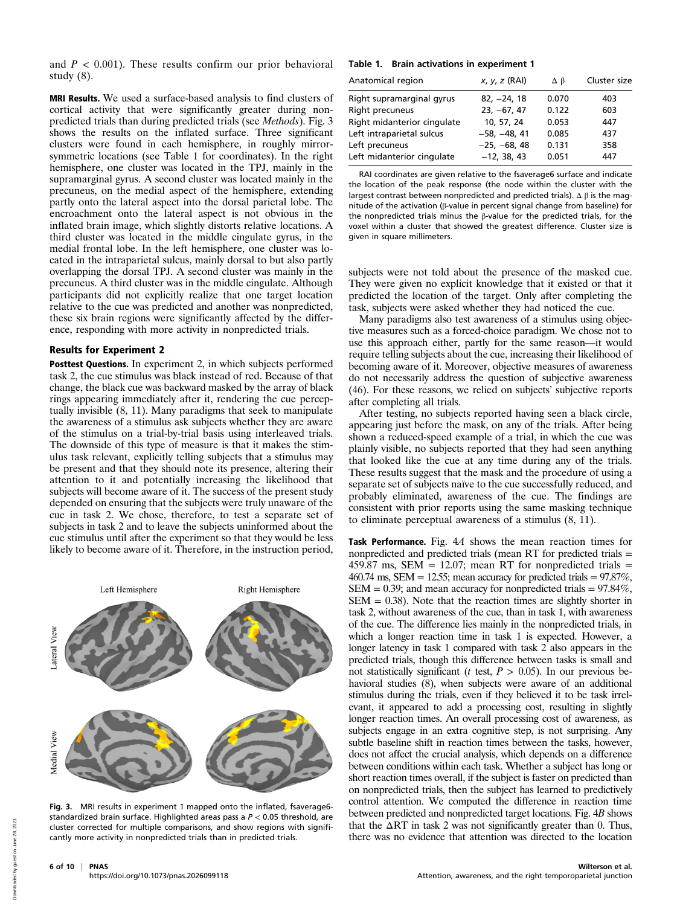and $P < 0.001$). These results confirm our prior behavioral study (8).

**MRI Results.** We used a surface-based analysis to find clusters of cortical activity that were significantly greater during nonpredicted trials than during predicted trials (see *Methods*). Fig. 3 shows the results on the inflated surface. Three significant clusters were found in each hemisphere, in roughly mirror-symmetric locations (see Table 1 for coordinates). In the right hemisphere, one cluster was located in the TPJ, mainly in the supramarginal gyrus. A second cluster was located mainly in the precuneus, on the medial aspect of the hemisphere, extending partly onto the lateral aspect into the dorsal parietal lobe. The encroachment onto the lateral aspect is not obvious in the inflated brain image, which slightly distorts relative locations. A third cluster was located in the middle cingulate gyrus, in the medial frontal lobe. In the left hemisphere, one cluster was located in the intraparietal sulcus, mainly dorsal to but also partly overlapping the dorsal TPJ. A second cluster was mainly in the precuneus. A third cluster was in the middle cingulate. Although participants did not explicitly realize that one target location relative to the cue was predicted and another was nonpredicted, these six brain regions were significantly affected by the difference, responding with more activity in nonpredicted trials.

Fig. 3. MRI results in experiment 1 mapped onto the inflated, fsaverage6-standardized brain surface. Highlighted areas pass a $P < 0.05$ threshold, are cluster corrected for multiple comparisons, and show regions with significantly more activity in nonpredicted trials than in predicted trials.

**Table 1. Brain activations in experiment 1**

| Anatomical region | x, y, z (RAI) | Δ β | Cluster size |
|---|---|---|---|
| Right supramarginal gyrus | 82, −24, 18 | 0.070 | 403 |
| Right precuneus | 23, −67, 47 | 0.122 | 603 |
| Right midanterior cingulate | 10, 57, 24 | 0.053 | 447 |
| Left intraparietal sulcus | −58, −48, 41 | 0.085 | 437 |
| Left precuneus | −25, −68, 48 | 0.131 | 358 |
| Left midanterior cingulate | −12, 38, 43 | 0.051 | 447 |

RAI coordinates are given relative to the fsaverage6 surface and indicate the location of the peak response (the node within the cluster with the largest contrast between nonpredicted and predicted trials). Δ β is the magnitude of the activation (β-value in percent signal change from baseline) for the nonpredicted trials minus the β-value for the predicted trials, for the voxel within a cluster that showed the greatest difference. Cluster size is given in square millimeters.

## Results for Experiment 2

**Posttest Questions.** In experiment 2, in which subjects performed task 2, the cue stimulus was black instead of red. Because of that change, the black cue was backward masked by the array of black rings appearing immediately after it, rendering the cue perceptually invisible (8, 11). Many paradigms that seek to manipulate the awareness of a stimulus ask subjects whether they are aware of the stimulus on a trial-by-trial basis using interleaved trials. The downside of this type of measure is that it makes the stimulus task relevant, explicitly telling subjects that a stimulus may be present and that they should note its presence, altering their attention to it and potentially increasing the likelihood that subjects will become aware of it. The success of the present study depended on ensuring that the subjects were truly unaware of the cue in task 2. We chose, therefore, to test a separate set of subjects in task 2 and to leave the subjects uninformed about the cue stimulus until after the experiment so that they would be less likely to become aware of it. Therefore, in the instruction period, subjects were not told about the presence of the masked cue. They were given no explicit knowledge that it existed or that it predicted the location of the target. Only after completing the task, subjects were asked whether they had noticed the cue.

Many paradigms also test awareness of a stimulus using objective measures such as a forced-choice paradigm. We chose not to use this approach either, partly for the same reason—it would require telling subjects about the cue, increasing their likelihood of becoming aware of it. Moreover, objective measures of awareness do not necessarily address the question of subjective awareness (46). For these reasons, we relied on subjects' subjective reports after completing all trials.

After testing, no subjects reported having seen a black circle, appearing just before the mask, on any of the trials. After being shown a reduced-speed example of a trial, in which the cue was plainly visible, no subjects reported that they had seen anything that looked like the cue at any time during any of the trials. These results suggest that the mask and the procedure of using a separate set of subjects naïve to the cue successfully reduced, and probably eliminated, awareness of the cue. The findings are consistent with prior reports using the same masking technique to eliminate perceptual awareness of a stimulus (8, 11).

**Task Performance.** Fig. 4*A* shows the mean reaction times for nonpredicted and predicted trials (mean RT for predicted trials = 459.87 ms, SEM = 12.07; mean RT for nonpredicted trials = 460.74 ms, SEM = 12.55; mean accuracy for predicted trials = 97.87%, SEM = 0.39; and mean accuracy for nonpredicted trials = 97.84%, SEM = 0.38). Note that the reaction times are slightly shorter in task 2, without awareness of the cue, than in task 1, with awareness of the cue. The difference lies mainly in the nonpredicted trials, in which a longer reaction time in task 1 is expected. However, a longer latency in task 1 compared with task 2 also appears in the predicted trials, though this difference between tasks is small and not statistically significant (*t* test, $P > 0.05$). In our previous behavioral studies (8), when subjects were aware of an additional stimulus during the trials, even if they believed it to be task irrelevant, it appeared to add a processing cost, resulting in slightly longer reaction times. An overall processing cost of awareness, as subjects engage in an extra cognitive step, is not surprising. Any subtle baseline shift in reaction times between the tasks, however, does not affect the crucial analysis, which depends on a difference between conditions within each task. Whether a subject has long or short reaction times overall, if the subject is faster on predicted than on nonpredicted trials, then the subject has learned to predictively control attention. We computed the difference in reaction time between predicted and nonpredicted target locations. Fig. 4*B* shows that the ΔRT in task 2 was not significantly greater than 0. Thus, there was no evidence that attention was directed to the location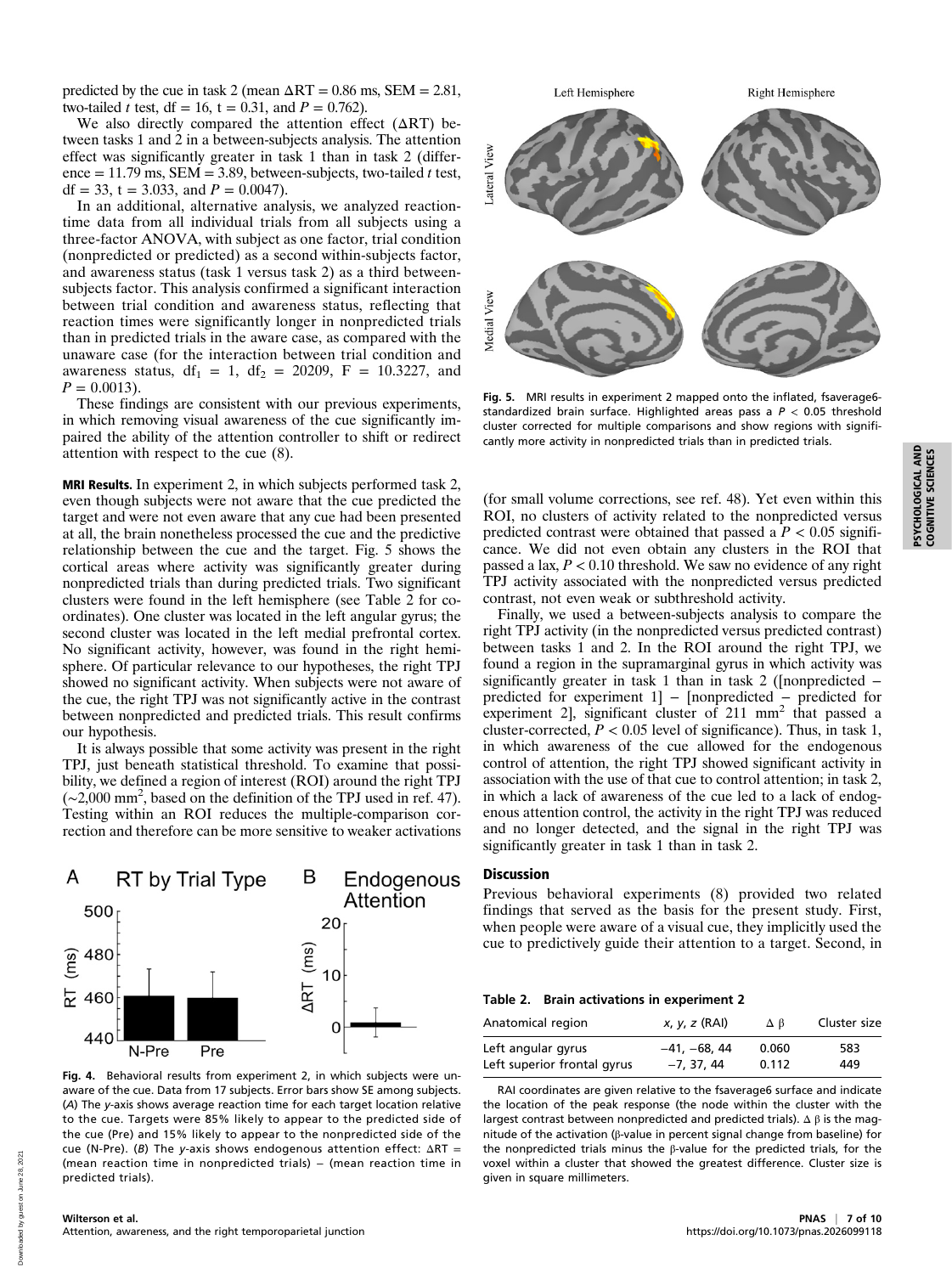predicted by the cue in task 2 (mean ΔRT = 0.86 ms, SEM = 2.81, two-tailed *t* test, df = 16, t = 0.31, and $P = 0.762$).

We also directly compared the attention effect (ΔRT) between tasks 1 and 2 in a between-subjects analysis. The attention effect was significantly greater in task 1 than in task 2 (difference = 11.79 ms, SEM = 3.89, between-subjects, two-tailed *t* test, df = 33, t = 3.033, and $P = 0.0047$).

In an additional, alternative analysis, we analyzed reaction-time data from all individual trials from all subjects using a three-factor ANOVA, with subject as one factor, trial condition (nonpredicted or predicted) as a second within-subjects factor, and awareness status (task 1 versus task 2) as a third between-subjects factor. This analysis confirmed a significant interaction between trial condition and awareness status, reflecting that reaction times were significantly longer in nonpredicted trials than in predicted trials in the aware case, as compared with the unaware case (for the interaction between trial condition and awareness status, $df_1 = 1$, $df_2 = 20209$, F = 10.3227, and $P = 0.0013$).

These findings are consistent with our previous experiments, in which removing visual awareness of the cue significantly impaired the ability of the attention controller to shift or redirect attention with respect to the cue (8).

**MRI Results.** In experiment 2, in which subjects performed task 2, even though subjects were not aware that the cue predicted the target and were not even aware that any cue had been presented at all, the brain nonetheless processed the cue and the predictive relationship between the cue and the target. Fig. 5 shows the cortical areas where activity was significantly greater during nonpredicted trials than during predicted trials. Two significant clusters were found in the left hemisphere (see Table 2 for coordinates). One cluster was located in the left angular gyrus; the second cluster was located in the left medial prefrontal cortex. No significant activity, however, was found in the right hemisphere. Of particular relevance to our hypotheses, the right TPJ showed no significant activity. When subjects were not aware of the cue, the right TPJ was not significantly active in the contrast between nonpredicted and predicted trials. This result confirms our hypothesis.

It is always possible that some activity was present in the right TPJ, just beneath statistical threshold. To examine that possibility, we defined a region of interest (ROI) around the right TPJ (~2,000 mm$^2$, based on the definition of the TPJ used in ref. 47). Testing within an ROI reduces the multiple-comparison correction and therefore can be more sensitive to weaker activations (for small volume corrections, see ref. 48). Yet even within this ROI, no clusters of activity related to the nonpredicted versus predicted contrast were obtained that passed a $P < 0.05$ significance. We did not even obtain any clusters in the ROI that passed a lax, $P < 0.10$ threshold. We saw no evidence of any right TPJ activity associated with the nonpredicted versus predicted contrast, not even weak or subthreshold activity.

Finally, we used a between-subjects analysis to compare the right TPJ activity (in the nonpredicted versus predicted contrast) between tasks 1 and 2. In the ROI around the right TPJ, we found a region in the supramarginal gyrus in which activity was significantly greater in task 1 than in task 2 ([nonpredicted – predicted for experiment 1] – [nonpredicted – predicted for experiment 2], significant cluster of 211 mm$^2$ that passed a cluster-corrected, $P < 0.05$ level of significance). Thus, in task 1, in which awareness of the cue allowed for the endogenous control of attention, the right TPJ showed significant activity in association with the use of that cue to control attention; in task 2, in which a lack of awareness of the cue led to a lack of endogenous attention control, the activity in the right TPJ was reduced and no longer detected, and the signal in the right TPJ was significantly greater in task 1 than in task 2.

Fig. 4. Behavioral results from experiment 2, in which subjects were unaware of the cue. Data from 17 subjects. Error bars show SE among subjects. (*A*) The *y*-axis shows average reaction time for each target location relative to the cue. Targets were 85% likely to appear to the predicted side of the cue (Pre) and 15% likely to appear to the nonpredicted side of the cue (N-Pre). (*B*) The *y*-axis shows endogenous attention effect: ΔRT = (mean reaction time in nonpredicted trials) – (mean reaction time in predicted trials).

Fig. 5. MRI results in experiment 2 mapped onto the inflated, fsaverage6-standardized brain surface. Highlighted areas pass a $P < 0.05$ threshold cluster corrected for multiple comparisons and show regions with significantly more activity in nonpredicted trials than in predicted trials.

## Discussion

Previous behavioral experiments (8) provided two related findings that served as the basis for the present study. First, when people were aware of a visual cue, they implicitly used the cue to predictively guide their attention to a target. Second, in

**Table 2. Brain activations in experiment 2**

| Anatomical region | *x, y, z* (RAI) | Δ β | Cluster size |
|---|---|---|---|
| Left angular gyrus | −41, −68, 44 | 0.060 | 583 |
| Left superior frontal gyrus | −7, 37, 44 | 0.112 | 449 |

RAI coordinates are given relative to the fsaverage6 surface and indicate the location of the peak response (the node within the cluster with the largest contrast between nonpredicted and predicted trials). Δ β is the magnitude of the activation (β-value in percent signal change from baseline) for the nonpredicted trials minus the β-value for the predicted trials, for the voxel within a cluster that showed the greatest difference. Cluster size is given in square millimeters.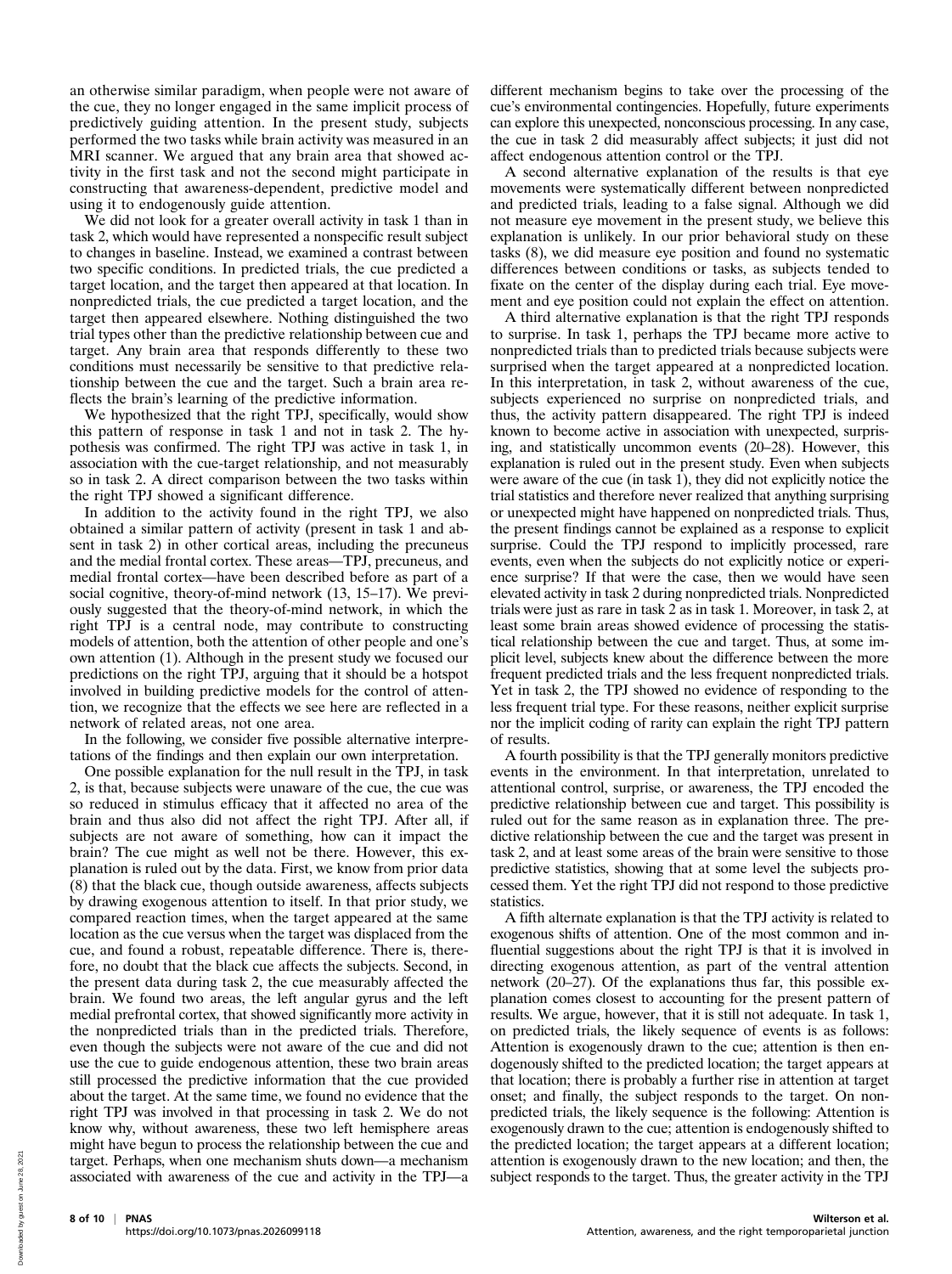an otherwise similar paradigm, when people were not aware of the cue, they no longer engaged in the same implicit process of predictively guiding attention. In the present study, subjects performed the two tasks while brain activity was measured in an MRI scanner. We argued that any brain area that showed activity in the first task and not the second might participate in constructing that awareness-dependent, predictive model and using it to endogenously guide attention.

We did not look for a greater overall activity in task 1 than in task 2, which would have represented a nonspecific result subject to changes in baseline. Instead, we examined a contrast between two specific conditions. In predicted trials, the cue predicted a target location, and the target then appeared at that location. In nonpredicted trials, the cue predicted a target location, and the target then appeared elsewhere. Nothing distinguished the two trial types other than the predictive relationship between cue and target. Any brain area that responds differently to these two conditions must necessarily be sensitive to that predictive relationship between the cue and the target. Such a brain area reflects the brain's learning of the predictive information.

We hypothesized that the right TPJ, specifically, would show this pattern of response in task 1 and not in task 2. The hypothesis was confirmed. The right TPJ was active in task 1, in association with the cue-target relationship, and not measurably so in task 2. A direct comparison between the two tasks within the right TPJ showed a significant difference.

In addition to the activity found in the right TPJ, we also obtained a similar pattern of activity (present in task 1 and absent in task 2) in other cortical areas, including the precuneus and the medial frontal cortex. These areas—TPJ, precuneus, and medial frontal cortex—have been described before as part of a social cognitive, theory-of-mind network (13, 15–17). We previously suggested that the theory-of-mind network, in which the right TPJ is a central node, may contribute to constructing models of attention, both the attention of other people and one's own attention (1). Although in the present study we focused our predictions on the right TPJ, arguing that it should be a hotspot involved in building predictive models for the control of attention, we recognize that the effects we see here are reflected in a network of related areas, not one area.

In the following, we consider five possible alternative interpretations of the findings and then explain our own interpretation.

One possible explanation for the null result in the TPJ, in task 2, is that, because subjects were unaware of the cue, the cue was so reduced in stimulus efficacy that it affected no area of the brain and thus also did not affect the right TPJ. After all, if subjects are not aware of something, how can it impact the brain? The cue might as well not be there. However, this explanation is ruled out by the data. First, we know from prior data (8) that the black cue, though outside awareness, affects subjects by drawing exogenous attention to itself. In that prior study, we compared reaction times, when the target appeared at the same location as the cue versus when the target was displaced from the cue, and found a robust, repeatable difference. There is, therefore, no doubt that the black cue affects the subjects. Second, in the present data during task 2, the cue measurably affected the brain. We found two areas, the left angular gyrus and the left medial prefrontal cortex, that showed significantly more activity in the nonpredicted trials than in the predicted trials. Therefore, even though the subjects were not aware of the cue and did not use the cue to guide endogenous attention, these two brain areas still processed the predictive information that the cue provided about the target. At the same time, we found no evidence that the right TPJ was involved in that processing in task 2. We do not know why, without awareness, these two left hemisphere areas might have begun to process the relationship between the cue and target. Perhaps, when one mechanism shuts down—a mechanism associated with awareness of the cue and activity in the TPJ—a different mechanism begins to take over the processing of the cue's environmental contingencies. Hopefully, future experiments can explore this unexpected, nonconscious processing. In any case, the cue in task 2 did measurably affect subjects; it just did not affect endogenous attention control or the TPJ.

A second alternative explanation of the results is that eye movements were systematically different between nonpredicted and predicted trials, leading to a false signal. Although we did not measure eye movement in the present study, we believe this explanation is unlikely. In our prior behavioral study on these tasks (8), we did measure eye position and found no systematic differences between conditions or tasks, as subjects tended to fixate on the center of the display during each trial. Eye movement and eye position could not explain the effect on attention.

A third alternative explanation is that the right TPJ responds to surprise. In task 1, perhaps the TPJ became more active to nonpredicted trials than to predicted trials because subjects were surprised when the target appeared at a nonpredicted location. In this interpretation, in task 2, without awareness of the cue, subjects experienced no surprise on nonpredicted trials, and thus, the activity pattern disappeared. The right TPJ is indeed known to become active in association with unexpected, surprising, and statistically uncommon events (20–28). However, this explanation is ruled out in the present study. Even when subjects were aware of the cue (in task 1), they did not explicitly notice the trial statistics and therefore never realized that anything surprising or unexpected might have happened on nonpredicted trials. Thus, the present findings cannot be explained as a response to explicit surprise. Could the TPJ respond to implicitly processed, rare events, even when the subjects do not explicitly notice or experience surprise? If that were the case, then we would have seen elevated activity in task 2 during nonpredicted trials. Nonpredicted trials were just as rare in task 2 as in task 1. Moreover, in task 2, at least some brain areas showed evidence of processing the statistical relationship between the cue and target. Thus, at some implicit level, subjects knew about the difference between the more frequent predicted trials and the less frequent nonpredicted trials. Yet in task 2, the TPJ showed no evidence of responding to the less frequent trial type. For these reasons, neither explicit surprise nor the implicit coding of rarity can explain the right TPJ pattern of results.

A fourth possibility is that the TPJ generally monitors predictive events in the environment. In that interpretation, unrelated to attentional control, surprise, or awareness, the TPJ encoded the predictive relationship between cue and target. This possibility is ruled out for the same reason as in explanation three. The predictive relationship between the cue and the target was present in task 2, and at least some areas of the brain were sensitive to those predictive statistics, showing that at some level the subjects processed them. Yet the right TPJ did not respond to those predictive statistics.

A fifth alternate explanation is that the TPJ activity is related to exogenous shifts of attention. One of the most common and influential suggestions about the right TPJ is that it is involved in directing exogenous attention, as part of the ventral attention network (20–27). Of the explanations thus far, this possible explanation comes closest to accounting for the present pattern of results. We argue, however, that it is still not adequate. In task 1, on predicted trials, the likely sequence of events is as follows: Attention is exogenously drawn to the cue; attention is then endogenously shifted to the predicted location; the target appears at that location; there is probably a further rise in attention at target onset; and finally, the subject responds to the target. On nonpredicted trials, the likely sequence is the following: Attention is exogenously drawn to the cue; attention is endogenously shifted to the predicted location; the target appears at a different location; attention is exogenously drawn to the new location; and then, the subject responds to the target. Thus, the greater activity in the TPJ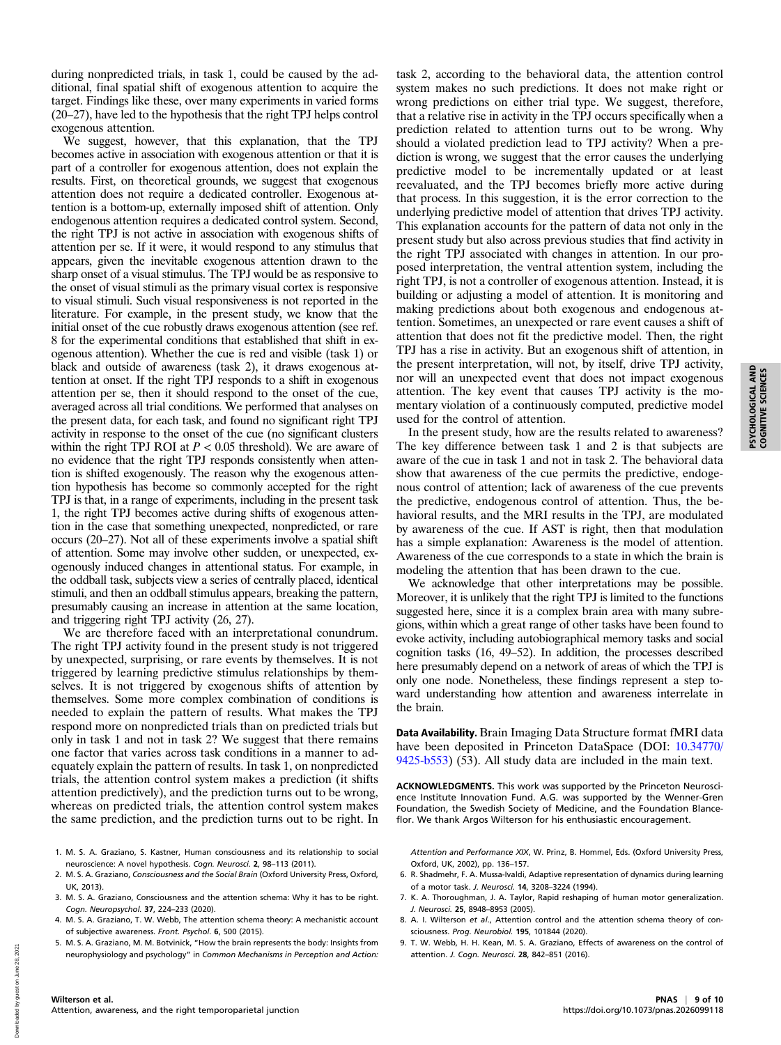during nonpredicted trials, in task 1, could be caused by the additional, final spatial shift of exogenous attention to acquire the target. Findings like these, over many experiments in varied forms (20–27), have led to the hypothesis that the right TPJ helps control exogenous attention.

We suggest, however, that this explanation, that the TPJ becomes active in association with exogenous attention or that it is part of a controller for exogenous attention, does not explain the results. First, on theoretical grounds, we suggest that exogenous attention does not require a dedicated controller. Exogenous attention is a bottom-up, externally imposed shift of attention. Only endogenous attention requires a dedicated control system. Second, the right TPJ is not active in association with exogenous shifts of attention per se. If it were, it would respond to any stimulus that appears, given the inevitable exogenous attention drawn to the sharp onset of a visual stimulus. The TPJ would be as responsive to the onset of visual stimuli as the primary visual cortex is responsive to visual stimuli. Such visual responsiveness is not reported in the literature. For example, in the present study, we know that the initial onset of the cue robustly draws exogenous attention (see ref. 8 for the experimental conditions that established that shift in exogenous attention). Whether the cue is red and visible (task 1) or black and outside of awareness (task 2), it draws exogenous attention at onset. If the right TPJ responds to a shift in exogenous attention per se, then it should respond to the onset of the cue, averaged across all trial conditions. We performed that analyses on the present data, for each task, and found no significant right TPJ activity in response to the onset of the cue (no significant clusters within the right TPJ ROI at $P < 0.05$ threshold). We are aware of no evidence that the right TPJ responds consistently when attention is shifted exogenously. The reason why the exogenous attention hypothesis has become so commonly accepted for the right TPJ is that, in a range of experiments, including in the present task 1, the right TPJ becomes active during shifts of exogenous attention in the case that something unexpected, nonpredicted, or rare occurs (20–27). Not all of these experiments involve a spatial shift of attention. Some may involve other sudden, or unexpected, exogenously induced changes in attentional status. For example, in the oddball task, subjects view a series of centrally placed, identical stimuli, and then an oddball stimulus appears, breaking the pattern, presumably causing an increase in attention at the same location, and triggering right TPJ activity (26, 27).

We are therefore faced with an interpretational conundrum. The right TPJ activity found in the present study is not triggered by unexpected, surprising, or rare events by themselves. It is not triggered by learning predictive stimulus relationships by themselves. It is not triggered by exogenous shifts of attention by themselves. Some more complex combination of conditions is needed to explain the pattern of results. What makes the TPJ respond more on nonpredicted trials than on predicted trials but only in task 1 and not in task 2? We suggest that there remains one factor that varies across task conditions in a manner to adequately explain the pattern of results. In task 1, on nonpredicted trials, the attention control system makes a prediction (it shifts attention predictively), and the prediction turns out to be wrong, whereas on predicted trials, the attention control system makes the same prediction, and the prediction turns out to be right. In task 2, according to the behavioral data, the attention control system makes no such predictions. It does not make right or wrong predictions on either trial type. We suggest, therefore, that a relative rise in activity in the TPJ occurs specifically when a prediction related to attention turns out to be wrong. Why should a violated prediction lead to TPJ activity? When a prediction is wrong, we suggest that the error causes the underlying predictive model to be incrementally updated or at least reevaluated, and the TPJ becomes briefly more active during that process. In this suggestion, it is the error correction to the underlying predictive model of attention that drives TPJ activity. This explanation accounts for the pattern of data not only in the present study but also across previous studies that find activity in the right TPJ associated with changes in attention. In our proposed interpretation, the ventral attention system, including the right TPJ, is not a controller of exogenous attention. Instead, it is building or adjusting a model of attention. It is monitoring and making predictions about both exogenous and endogenous attention. Sometimes, an unexpected or rare event causes a shift of attention that does not fit the predictive model. Then, the right TPJ has a rise in activity. But an exogenous shift of attention, in the present interpretation, will not, by itself, drive TPJ activity, nor will an unexpected event that does not impact exogenous attention. The key event that causes TPJ activity is the momentary violation of a continuously computed, predictive model used for the control of attention.

In the present study, how are the results related to awareness? The key difference between task 1 and 2 is that subjects are aware of the cue in task 1 and not in task 2. The behavioral data show that awareness of the cue permits the predictive, endogenous control of attention; lack of awareness of the cue prevents the predictive, endogenous control of attention. Thus, the behavioral results, and the MRI results in the TPJ, are modulated by awareness of the cue. If AST is right, then that modulation has a simple explanation: Awareness is the model of attention. Awareness of the cue corresponds to a state in which the brain is modeling the attention that has been drawn to the cue.

We acknowledge that other interpretations may be possible. Moreover, it is unlikely that the right TPJ is limited to the functions suggested here, since it is a complex brain area with many subregions, within which a great range of other tasks have been found to evoke activity, including autobiographical memory tasks and social cognition tasks (16, 49–52). In addition, the processes described here presumably depend on a network of areas of which the TPJ is only one node. Nonetheless, these findings represent a step toward understanding how attention and awareness interrelate in the brain.

**Data Availability.** Brain Imaging Data Structure format fMRI data have been deposited in Princeton DataSpace (DOI: 10.34770/9425-b553) (53). All study data are included in the main text.

**ACKNOWLEDGMENTS.** This work was supported by the Princeton Neuroscience Institute Innovation Fund. A.G. was supported by the Wenner-Gren Foundation, the Swedish Society of Medicine, and the Foundation Blanceflor. We thank Argos Wilterson for his enthusiastic encouragement.

1. M. S. A. Graziano, S. Kastner, Human consciousness and its relationship to social neuroscience: A novel hypothesis. *Cogn. Neurosci.* **2**, 98–113 (2011).
2. M. S. A. Graziano, *Consciousness and the Social Brain* (Oxford University Press, Oxford, UK, 2013).
3. M. S. A. Graziano, Consciousness and the attention schema: Why it has to be right. *Cogn. Neuropsychol.* **37**, 224–233 (2020).
4. M. S. A. Graziano, T. W. Webb, The attention schema theory: A mechanistic account of subjective awareness. *Front. Psychol.* **6**, 500 (2015).
5. M. S. A. Graziano, M. M. Botvinick, "How the brain represents the body: Insights from neurophysiology and psychology" in *Common Mechanisms in Perception and Action: Attention and Performance XIX*, W. Prinz, B. Hommel, Eds. (Oxford University Press, Oxford, UK, 2002), pp. 136–157.
6. R. Shadmehr, F. A. Mussa-Ivaldi, Adaptive representation of dynamics during learning of a motor task. *J. Neurosci.* **14**, 3208–3224 (1994).
7. K. A. Thoroughman, J. A. Taylor, Rapid reshaping of human motor generalization. *J. Neurosci.* **25**, 8948–8953 (2005).
8. A. I. Wilterson *et al.*, Attention control and the attention schema theory of consciousness. *Prog. Neurobiol.* **195**, 101844 (2020).
9. T. W. Webb, H. H. Kean, M. S. A. Graziano, Effects of awareness on the control of attention. *J. Cogn. Neurosci.* **28**, 842–851 (2016).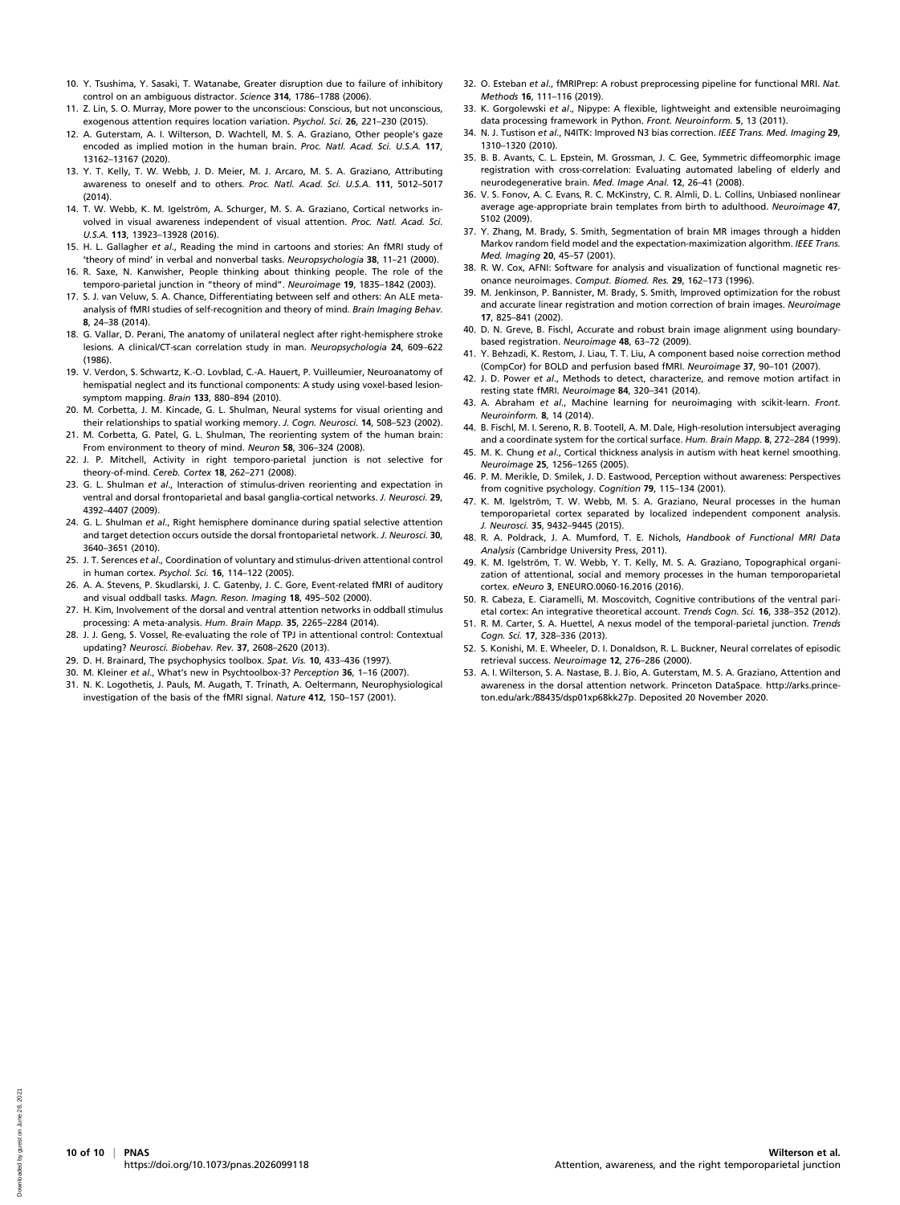10. Y. Tsushima, Y. Sasaki, T. Watanabe, Greater disruption due to failure of inhibitory control on an ambiguous distractor. *Science* **314**, 1786–1788 (2006).
11. Z. Lin, S. O. Murray, More power to the unconscious: Conscious, but not unconscious, exogenous attention requires location variation. *Psychol. Sci.* **26**, 221–230 (2015).
12. A. Guterstam, A. I. Wilterson, D. Wachtell, M. S. A. Graziano, Other people's gaze encoded as implied motion in the human brain. *Proc. Natl. Acad. Sci. U.S.A.* **117**, 13162–13167 (2020).
13. Y. T. Kelly, T. W. Webb, J. D. Meier, M. J. Arcaro, M. S. A. Graziano, Attributing awareness to oneself and to others. *Proc. Natl. Acad. Sci. U.S.A.* **111**, 5012–5017 (2014).
14. T. W. Webb, K. M. Igelström, A. Schurger, M. S. A. Graziano, Cortical networks involved in visual awareness independent of visual attention. *Proc. Natl. Acad. Sci. U.S.A.* **113**, 13923–13928 (2016).
15. H. L. Gallagher *et al*., Reading the mind in cartoons and stories: An fMRI study of 'theory of mind' in verbal and nonverbal tasks. *Neuropsychologia* **38**, 11–21 (2000).
16. R. Saxe, N. Kanwisher, People thinking about thinking people. The role of the temporo-parietal junction in "theory of mind". *Neuroimage* **19**, 1835–1842 (2003).
17. S. J. van Veluw, S. A. Chance, Differentiating between self and others: An ALE meta-analysis of fMRI studies of self-recognition and theory of mind. *Brain Imaging Behav.* **8**, 24–38 (2014).
18. G. Vallar, D. Perani, The anatomy of unilateral neglect after right-hemisphere stroke lesions. A clinical/CT-scan correlation study in man. *Neuropsychologia* **24**, 609–622 (1986).
19. V. Verdon, S. Schwartz, K.-O. Lovblad, C.-A. Hauert, P. Vuilleumier, Neuroanatomy of hemispatial neglect and its functional components: A study using voxel-based lesion-symptom mapping. *Brain* **133**, 880–894 (2010).
20. M. Corbetta, J. M. Kincade, G. L. Shulman, Neural systems for visual orienting and their relationships to spatial working memory. *J. Cogn. Neurosci.* **14**, 508–523 (2002).
21. M. Corbetta, G. Patel, G. L. Shulman, The reorienting system of the human brain: From environment to theory of mind. *Neuron* **58**, 306–324 (2008).
22. J. P. Mitchell, Activity in right temporo-parietal junction is not selective for theory-of-mind. *Cereb. Cortex* **18**, 262–271 (2008).
23. G. L. Shulman *et al*., Interaction of stimulus-driven reorienting and expectation in ventral and dorsal frontoparietal and basal ganglia-cortical networks. *J. Neurosci.* **29**, 4392–4407 (2009).
24. G. L. Shulman *et al*., Right hemisphere dominance during spatial selective attention and target detection occurs outside the dorsal frontoparietal network. *J. Neurosci.* **30**, 3640–3651 (2010).
25. J. T. Serences *et al*., Coordination of voluntary and stimulus-driven attentional control in human cortex. *Psychol. Sci.* **16**, 114–122 (2005).
26. A. A. Stevens, P. Skudlarski, J. C. Gatenby, J. C. Gore, Event-related fMRI of auditory and visual oddball tasks. *Magn. Reson. Imaging* **18**, 495–502 (2000).
27. H. Kim, Involvement of the dorsal and ventral attention networks in oddball stimulus processing: A meta-analysis. *Hum. Brain Mapp.* **35**, 2265–2284 (2014).
28. J. J. Geng, S. Vossel, Re-evaluating the role of TPJ in attentional control: Contextual updating? *Neurosci. Biobehav. Rev.* **37**, 2608–2620 (2013).
29. D. H. Brainard, The psychophysics toolbox. *Spat. Vis.* **10**, 433–436 (1997).
30. M. Kleiner *et al*., What's new in Psychtoolbox-3? *Perception* **36**, 1–16 (2007).
31. N. K. Logothetis, J. Pauls, M. Augath, T. Trinath, A. Oeltermann, Neurophysiological investigation of the basis of the fMRI signal. *Nature* **412**, 150–157 (2001).
32. O. Esteban *et al*., fMRIPrep: A robust preprocessing pipeline for functional MRI. *Nat. Methods* **16**, 111–116 (2019).
33. K. Gorgolewski *et al*., Nipype: A flexible, lightweight and extensible neuroimaging data processing framework in Python. *Front. Neuroinform.* **5**, 13 (2011).
34. N. J. Tustison *et al*., N4ITK: Improved N3 bias correction. *IEEE Trans. Med. Imaging* **29**, 1310–1320 (2010).
35. B. B. Avants, C. L. Epstein, M. Grossman, J. C. Gee, Symmetric diffeomorphic image registration with cross-correlation: Evaluating automated labeling of elderly and neurodegenerative brain. *Med. Image Anal.* **12**, 26–41 (2008).
36. V. S. Fonov, A. C. Evans, R. C. McKinstry, C. R. Almli, D. L. Collins, Unbiased nonlinear average age-appropriate brain templates from birth to adulthood. *Neuroimage* **47**, S102 (2009).
37. Y. Zhang, M. Brady, S. Smith, Segmentation of brain MR images through a hidden Markov random field model and the expectation-maximization algorithm. *IEEE Trans. Med. Imaging* **20**, 45–57 (2001).
38. R. W. Cox, AFNI: Software for analysis and visualization of functional magnetic resonance neuroimages. *Comput. Biomed. Res.* **29**, 162–173 (1996).
39. M. Jenkinson, P. Bannister, M. Brady, S. Smith, Improved optimization for the robust and accurate linear registration and motion correction of brain images. *Neuroimage* **17**, 825–841 (2002).
40. D. N. Greve, B. Fischl, Accurate and robust brain image alignment using boundary-based registration. *Neuroimage* **48**, 63–72 (2009).
41. Y. Behzadi, K. Restom, J. Liau, T. T. Liu, A component based noise correction method (CompCor) for BOLD and perfusion based fMRI. *Neuroimage* **37**, 90–101 (2007).
42. J. D. Power *et al*., Methods to detect, characterize, and remove motion artifact in resting state fMRI. *Neuroimage* **84**, 320–341 (2014).
43. A. Abraham *et al*., Machine learning for neuroimaging with scikit-learn. *Front. Neuroinform.* **8**, 14 (2014).
44. B. Fischl, M. I. Sereno, R. B. Tootell, A. M. Dale, High-resolution intersubject averaging and a coordinate system for the cortical surface. *Hum. Brain Mapp.* **8**, 272–284 (1999).
45. M. K. Chung *et al*., Cortical thickness analysis in autism with heat kernel smoothing. *Neuroimage* **25**, 1256–1265 (2005).
46. P. M. Merikle, D. Smilek, J. D. Eastwood, Perception without awareness: Perspectives from cognitive psychology. *Cognition* **79**, 115–134 (2001).
47. K. M. Igelström, T. W. Webb, M. S. A. Graziano, Neural processes in the human temporoparietal cortex separated by localized independent component analysis. *J. Neurosci.* **35**, 9432–9445 (2015).
48. R. A. Poldrack, J. A. Mumford, T. E. Nichols, *Handbook of Functional MRI Data Analysis* (Cambridge University Press, 2011).
49. K. M. Igelström, T. W. Webb, Y. T. Kelly, M. S. A. Graziano, Topographical organization of attentional, social and memory processes in the human temporoparietal cortex. *eNeuro* **3**, ENEURO.0060-16.2016 (2016).
50. R. Cabeza, E. Ciaramelli, M. Moscovitch, Cognitive contributions of the ventral parietal cortex: An integrative theoretical account. *Trends Cogn. Sci.* **16**, 338–352 (2012).
51. R. M. Carter, S. A. Huettel, A nexus model of the temporal-parietal junction. *Trends Cogn. Sci.* **17**, 328–336 (2013).
52. S. Konishi, M. E. Wheeler, D. I. Donaldson, R. L. Buckner, Neural correlates of episodic retrieval success. *Neuroimage* **12**, 276–286 (2000).
53. A. I. Wilterson, S. A. Nastase, B. J. Bio, A. Guterstam, M. S. A. Graziano, Attention and awareness in the dorsal attention network. Princeton DataSpace. http://arks.princeton.edu/ark:/88435/dsp01xp68kk27p. Deposited 20 November 2020.